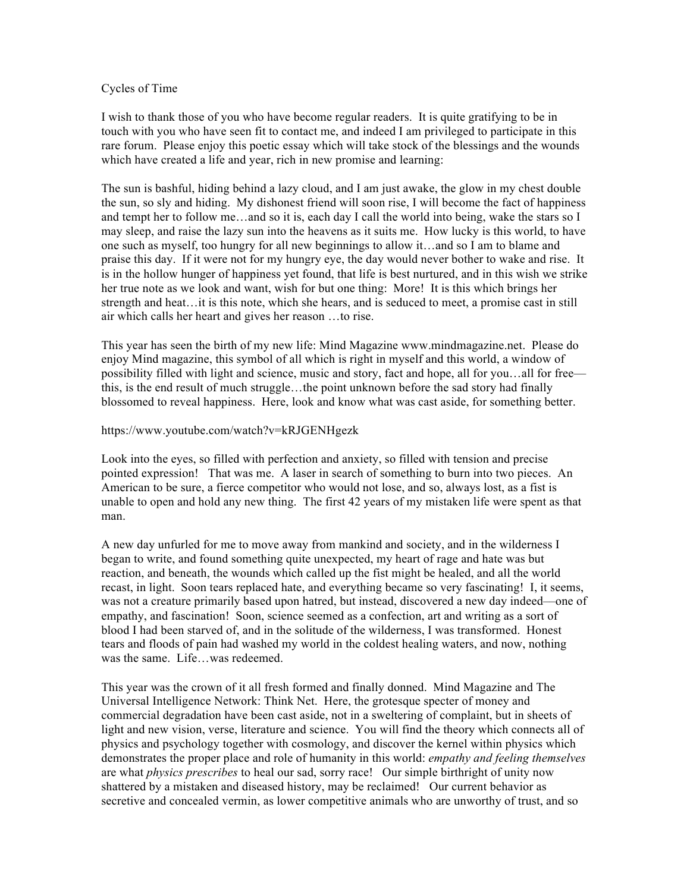# Cycles of Time

I wish to thank those of you who have become regular readers. It is quite gratifying to be in touch with you who have seen fit to contact me, and indeed I am privileged to participate in this rare forum. Please enjoy this poetic essay which will take stock of the blessings and the wounds which have created a life and year, rich in new promise and learning:

The sun is bashful, hiding behind a lazy cloud, and I am just awake, the glow in my chest double the sun, so sly and hiding. My dishonest friend will soon rise, I will become the fact of happiness and tempt her to follow me…and so it is, each day I call the world into being, wake the stars so I may sleep, and raise the lazy sun into the heavens as it suits me. How lucky is this world, to have one such as myself, too hungry for all new beginnings to allow it…and so I am to blame and praise this day. If it were not for my hungry eye, the day would never bother to wake and rise. It is in the hollow hunger of happiness yet found, that life is best nurtured, and in this wish we strike her true note as we look and want, wish for but one thing: More! It is this which brings her strength and heat…it is this note, which she hears, and is seduced to meet, a promise cast in still air which calls her heart and gives her reason …to rise.

This year has seen the birth of my new life: Mind Magazine www.mindmagazine.net. Please do enjoy Mind magazine, this symbol of all which is right in myself and this world, a window of possibility filled with light and science, music and story, fact and hope, all for you…all for free—this, is the end result of much struggle…the point unknown before the sad story had finally blossomed to reveal happiness. Here, look and know what was cast aside, for something better.

https://www.youtube.com/watch?v=kRJGENHgezk

Look into the eyes, so filled with perfection and anxiety, so filled with tension and precise pointed expression! That was me. A laser in search of something to burn into two pieces. An American to be sure, a fierce competitor who would not lose, and so, always lost, as a fist is unable to open and hold any new thing. The first 42 years of my mistaken life were spent as that man.

A new day unfurled for me to move away from mankind and society, and in the wilderness I began to write, and found something quite unexpected, my heart of rage and hate was but reaction, and beneath, the wounds which called up the fist might be healed, and all the world recast, in light. Soon tears replaced hate, and everything became so very fascinating! I, it seems, was not a creature primarily based upon hatred, but instead, discovered a new day indeed—one of empathy, and fascination! Soon, science seemed as a confection, art and writing as a sort of blood I had been starved of, and in the solitude of the wilderness, I was transformed. Honest tears and floods of pain had washed my world in the coldest healing waters, and now, nothing was the same. Life…was redeemed.

This year was the crown of it all fresh formed and finally donned. Mind Magazine and The Universal Intelligence Network: Think Net. Here, the grotesque specter of money and commercial degradation have been cast aside, not in a sweltering of complaint, but in sheets of light and new vision, verse, literature and science. You will find the theory which connects all of physics and psychology together with cosmology, and discover the kernel within physics which demonstrates the proper place and role of humanity in this world: *empathy and feeling themselves* are what *physics prescribes* to heal our sad, sorry race! Our simple birthright of unity now shattered by a mistaken and diseased history, may be reclaimed! Our current behavior as secretive and concealed vermin, as lower competitive animals who are unworthy of trust, and so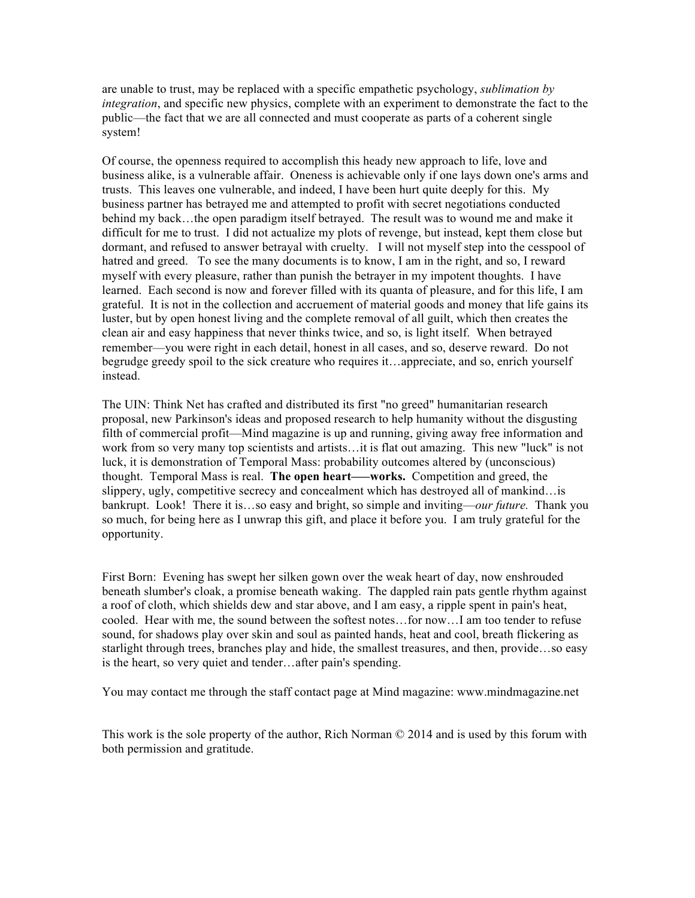are unable to trust, may be replaced with a specific empathetic psychology, *sublimation by integration*, and specific new physics, complete with an experiment to demonstrate the fact to the public—the fact that we are all connected and must cooperate as parts of a coherent single system!

Of course, the openness required to accomplish this heady new approach to life, love and business alike, is a vulnerable affair. Oneness is achievable only if one lays down one's arms and trusts. This leaves one vulnerable, and indeed, I have been hurt quite deeply for this. My business partner has betrayed me and attempted to profit with secret negotiations conducted behind my back…the open paradigm itself betrayed. The result was to wound me and make it difficult for me to trust. I did not actualize my plots of revenge, but instead, kept them close but dormant, and refused to answer betrayal with cruelty. I will not myself step into the cesspool of hatred and greed. To see the many documents is to know, I am in the right, and so, I reward myself with every pleasure, rather than punish the betrayer in my impotent thoughts. I have learned. Each second is now and forever filled with its quanta of pleasure, and for this life, I am grateful. It is not in the collection and accruement of material goods and money that life gains its luster, but by open honest living and the complete removal of all guilt, which then creates the clean air and easy happiness that never thinks twice, and so, is light itself. When betrayed remember—you were right in each detail, honest in all cases, and so, deserve reward. Do not begrudge greedy spoil to the sick creature who requires it…appreciate, and so, enrich yourself instead.

The UIN: Think Net has crafted and distributed its first "no greed" humanitarian research proposal, new Parkinson's ideas and proposed research to help humanity without the disgusting filth of commercial profit—Mind magazine is up and running, giving away free information and work from so very many top scientists and artists…it is flat out amazing. This new "luck" is not luck, it is demonstration of Temporal Mass: probability outcomes altered by (unconscious) thought. Temporal Mass is real. **The open heart—–works.** Competition and greed, the slippery, ugly, competitive secrecy and concealment which has destroyed all of mankind…is bankrupt. Look! There it is…so easy and bright, so simple and inviting—*our future.* Thank you so much, for being here as I unwrap this gift, and place it before you. I am truly grateful for the opportunity.

First Born: Evening has swept her silken gown over the weak heart of day, now enshrouded beneath slumber's cloak, a promise beneath waking. The dappled rain pats gentle rhythm against a roof of cloth, which shields dew and star above, and I am easy, a ripple spent in pain's heat, cooled. Hear with me, the sound between the softest notes…for now…I am too tender to refuse sound, for shadows play over skin and soul as painted hands, heat and cool, breath flickering as starlight through trees, branches play and hide, the smallest treasures, and then, provide…so easy is the heart, so very quiet and tender…after pain's spending.

You may contact me through the staff contact page at Mind magazine: www.mindmagazine.net

This work is the sole property of the author, Rich Norman © 2014 and is used by this forum with both permission and gratitude.